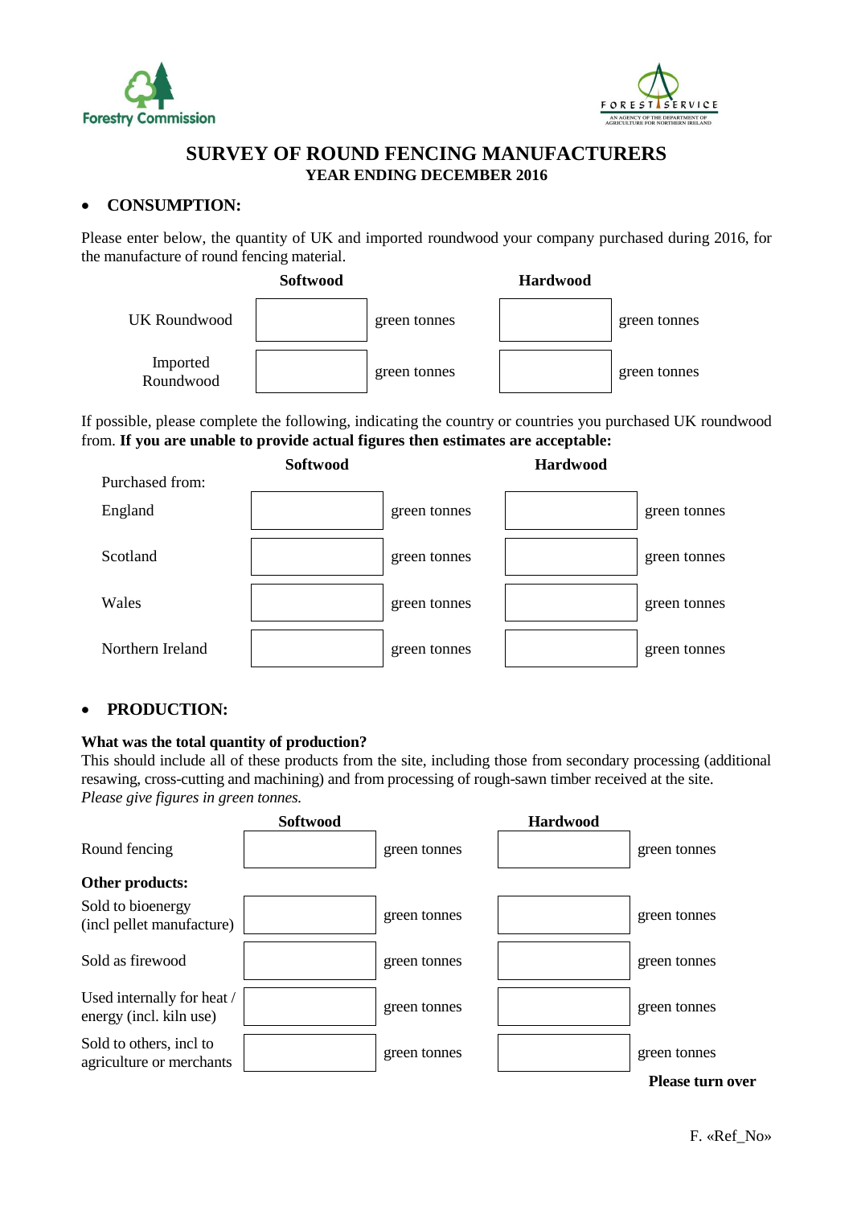Forestry Commission

FOREST SERVICE
AN AGENCY OF THE DEPARTMENT OF AGRICULTURE FOR NORTHERN IRELAND

# SURVEY OF ROUND FENCING MANUFACTURERS

### YEAR ENDING DECEMBER 2016

## • CONSUMPTION:

Please enter below, the quantity of UK and imported roundwood your company purchased during 2016, for the manufacture of round fencing material.

| | Softwood | | Hardwood | |
|---|---|---|---|---|
| UK Roundwood | | green tonnes | | green tonnes |
| Imported Roundwood | | green tonnes | | green tonnes |

If possible, please complete the following, indicating the country or countries you purchased UK roundwood from. **If you are unable to provide actual figures then estimates are acceptable:**

| Purchased from: | Softwood | | Hardwood | |
|---|---|---|---|---|
| England | | green tonnes | | green tonnes |
| Scotland | | green tonnes | | green tonnes |
| Wales | | green tonnes | | green tonnes |
| Northern Ireland | | green tonnes | | green tonnes |

## • PRODUCTION:

**What was the total quantity of production?**
This should include all of these products from the site, including those from secondary processing (additional resawing, cross-cutting and machining) and from processing of rough-sawn timber received at the site.
*Please give figures in green tonnes.*

| | Softwood | | Hardwood | |
|---|---|---|---|---|
| Round fencing | | green tonnes | | green tonnes |
| **Other products:** | | | | |
| Sold to bioenergy (incl pellet manufacture) | | green tonnes | | green tonnes |
| Sold as firewood | | green tonnes | | green tonnes |
| Used internally for heat / energy (incl. kiln use) | | green tonnes | | green tonnes |
| Sold to others, incl to agriculture or merchants | | green tonnes | | green tonnes |

**Please turn over**

F. «Ref_No»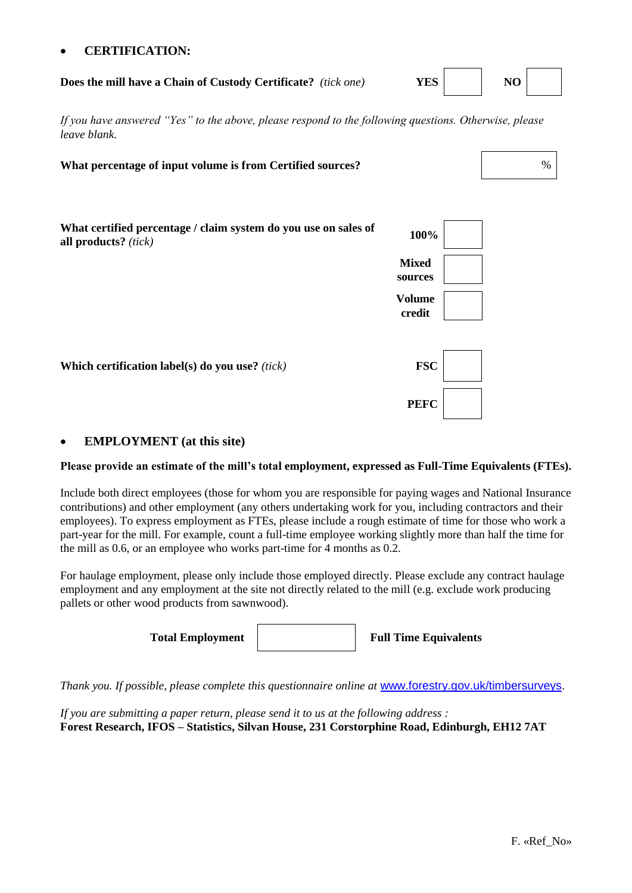- **CERTIFICATION:**

**Does the mill have a Chain of Custody Certificate?** *(tick one)* **YES** ☐ **NO** ☐

*If you have answered "Yes" to the above, please respond to the following questions. Otherwise, please leave blank.*

**What percentage of input volume is from Certified sources?** ☐ %

**What certified percentage / claim system do you use on sales of all products?** *(tick)*

**100%** ☐

**Mixed sources** ☐

**Volume credit** ☐

**Which certification label(s) do you use?** *(tick)*

**FSC** ☐

**PEFC** ☐

- **EMPLOYMENT (at this site)**

**Please provide an estimate of the mill's total employment, expressed as Full-Time Equivalents (FTEs).**

Include both direct employees (those for whom you are responsible for paying wages and National Insurance contributions) and other employment (any others undertaking work for you, including contractors and their employees). To express employment as FTEs, please include a rough estimate of time for those who work a part-year for the mill. For example, count a full-time employee working slightly more than half the time for the mill as 0.6, or an employee who works part-time for 4 months as 0.2.

For haulage employment, please only include those employed directly. Please exclude any contract haulage employment and any employment at the site not directly related to the mill (e.g. exclude work producing pallets or other wood products from sawnwood).

**Total Employment** ☐ **Full Time Equivalents**

*Thank you. If possible, please complete this questionnaire online at* www.forestry.gov.uk/timbersurveys.

*If you are submitting a paper return, please send it to us at the following address :*
**Forest Research, IFOS – Statistics, Silvan House, 231 Corstorphine Road, Edinburgh, EH12 7AT**

F. «Ref_No»